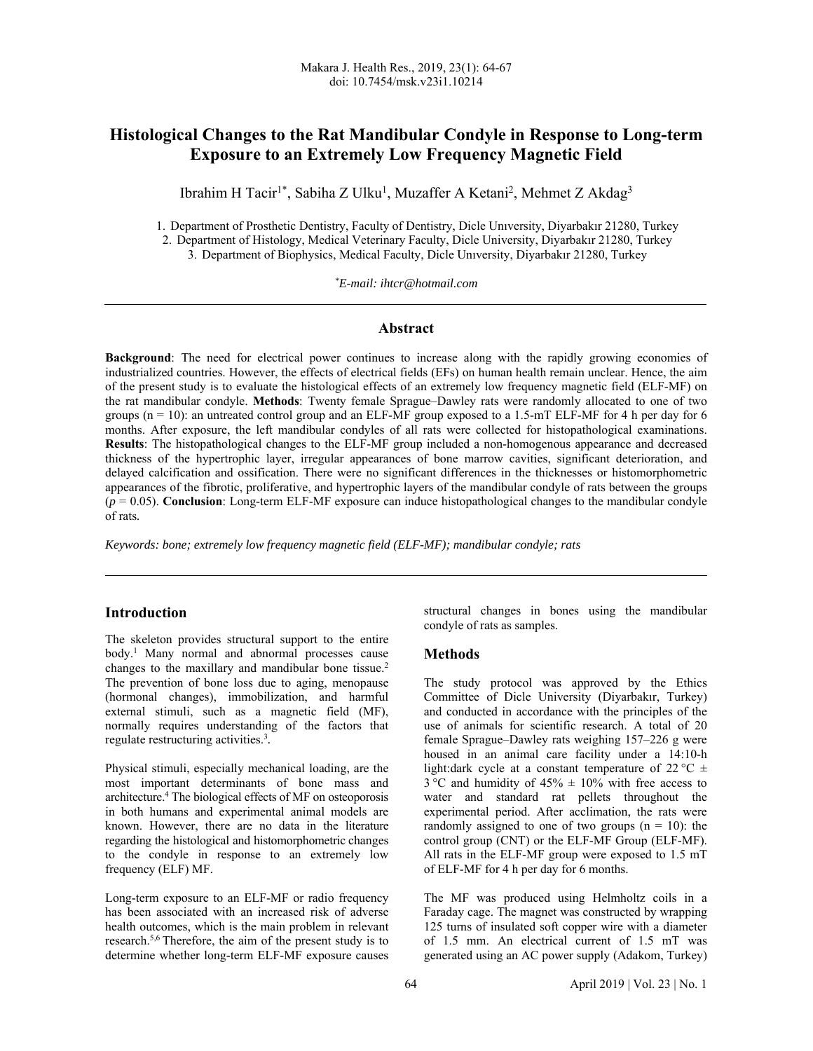# Histological Changes to the Rat Mandibular Condyle in Response to Long-term Exposure to an Extremely Low Frequency Magnetic Field

Ibrahim H Tacir[1*], Sabiha Z Ulku[1], Muzaffer A Ketani[2], Mehmet Z Akdag[3]

1. Department of Prosthetic Dentistry, Faculty of Dentistry, Dicle Unıversity, Diyarbakır 21280, Turkey
2. Department of Histology, Medical Veterinary Faculty, Dicle University, Diyarbakır 21280, Turkey
3. Department of Biophysics, Medical Faculty, Dicle Unıversity, Diyarbakır 21280, Turkey

[*]*E-mail: ihtcr@hotmail.com*

## Abstract

**Background**: The need for electrical power continues to increase along with the rapidly growing economies of industrialized countries. However, the effects of electrical fields (EFs) on human health remain unclear. Hence, the aim of the present study is to evaluate the histological effects of an extremely low frequency magnetic field (ELF-MF) on the rat mandibular condyle. **Methods**: Twenty female Sprague–Dawley rats were randomly allocated to one of two groups (n = 10): an untreated control group and an ELF-MF group exposed to a 1.5-mT ELF-MF for 4 h per day for 6 months. After exposure, the left mandibular condyles of all rats were collected for histopathological examinations. **Results**: The histopathological changes to the ELF-MF group included a non-homogenous appearance and decreased thickness of the hypertrophic layer, irregular appearances of bone marrow cavities, significant deterioration, and delayed calcification and ossification. There were no significant differences in the thicknesses or histomorphometric appearances of the fibrotic, proliferative, and hypertrophic layers of the mandibular condyle of rats between the groups ($p = 0.05$). **Conclusion**: Long-term ELF-MF exposure can induce histopathological changes to the mandibular condyle of rats.

*Keywords: bone; extremely low frequency magnetic field (ELF-MF); mandibular condyle; rats*

## Introduction

The skeleton provides structural support to the entire body.[1] Many normal and abnormal processes cause changes to the maxillary and mandibular bone tissue.[2] The prevention of bone loss due to aging, menopause (hormonal changes), immobilization, and harmful external stimuli, such as a magnetic field (MF), normally requires understanding of the factors that regulate restructuring activities.[3].

Physical stimuli, especially mechanical loading, are the most important determinants of bone mass and architecture.[4] The biological effects of MF on osteoporosis in both humans and experimental animal models are known. However, there are no data in the literature regarding the histological and histomorphometric changes to the condyle in response to an extremely low frequency (ELF) MF.

Long-term exposure to an ELF-MF or radio frequency has been associated with an increased risk of adverse health outcomes, which is the main problem in relevant research.[5,6] Therefore, the aim of the present study is to determine whether long-term ELF-MF exposure causes structural changes in bones using the mandibular condyle of rats as samples.

## Methods

The study protocol was approved by the Ethics Committee of Dicle University (Diyarbakır, Turkey) and conducted in accordance with the principles of the use of animals for scientific research. A total of 20 female Sprague–Dawley rats weighing 157–226 g were housed in an animal care facility under a 14:10-h light:dark cycle at a constant temperature of 22 °C ± 3 °C and humidity of 45% ± 10% with free access to water and standard rat pellets throughout the experimental period. After acclimation, the rats were randomly assigned to one of two groups (n = 10): the control group (CNT) or the ELF-MF Group (ELF-MF). All rats in the ELF-MF group were exposed to 1.5 mT of ELF-MF for 4 h per day for 6 months.

The MF was produced using Helmholtz coils in a Faraday cage. The magnet was constructed by wrapping 125 turns of insulated soft copper wire with a diameter of 1.5 mm. An electrical current of 1.5 mT was generated using an AC power supply (Adakom, Turkey)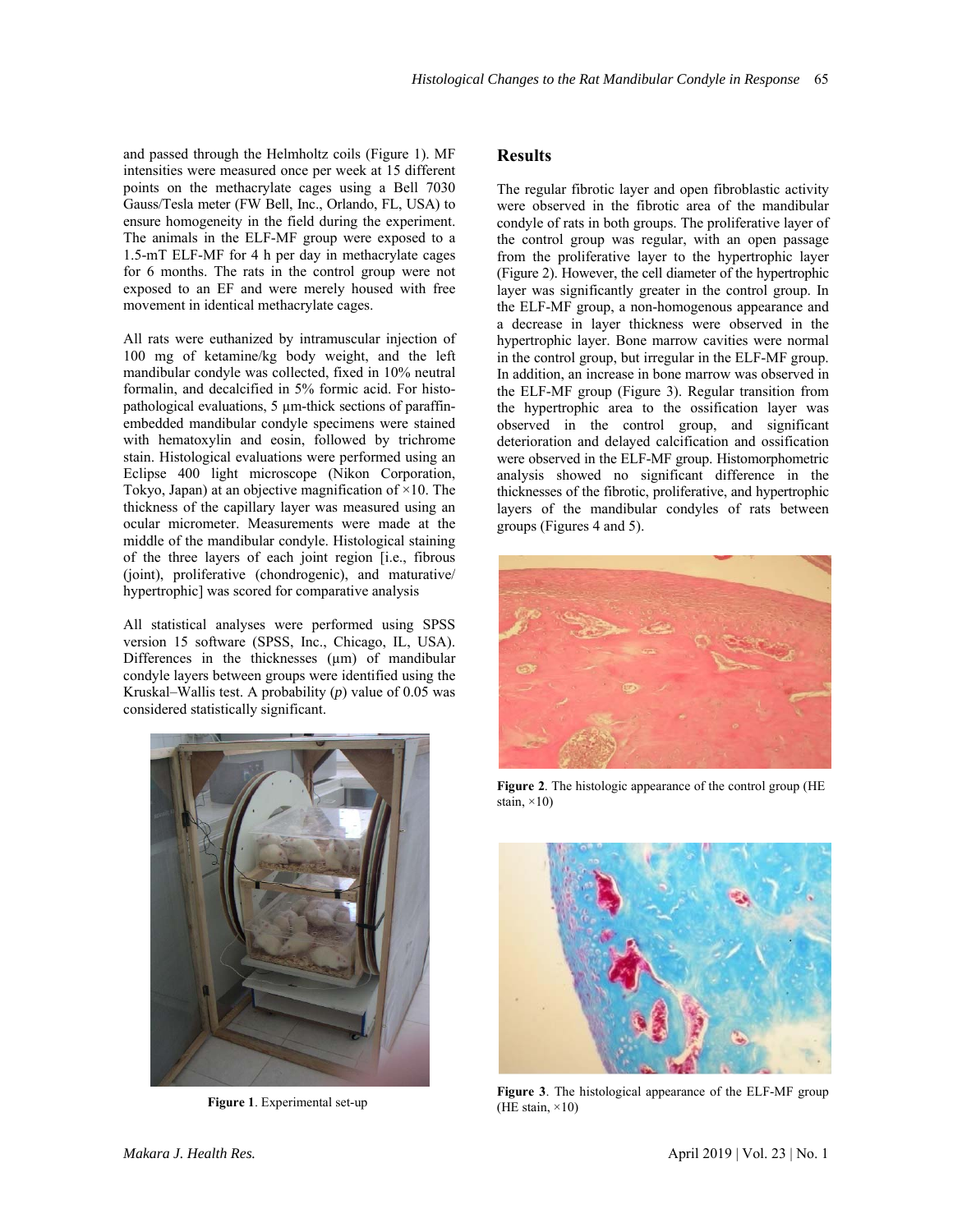and passed through the Helmholtz coils (Figure 1). MF intensities were measured once per week at 15 different points on the methacrylate cages using a Bell 7030 Gauss/Tesla meter (FW Bell, Inc., Orlando, FL, USA) to ensure homogeneity in the field during the experiment. The animals in the ELF-MF group were exposed to a 1.5-mT ELF-MF for 4 h per day in methacrylate cages for 6 months. The rats in the control group were not exposed to an EF and were merely housed with free movement in identical methacrylate cages.

All rats were euthanized by intramuscular injection of 100 mg of ketamine/kg body weight, and the left mandibular condyle was collected, fixed in 10% neutral formalin, and decalcified in 5% formic acid. For histopathological evaluations, 5 μm-thick sections of paraffin-embedded mandibular condyle specimens were stained with hematoxylin and eosin, followed by trichrome stain. Histological evaluations were performed using an Eclipse 400 light microscope (Nikon Corporation, Tokyo, Japan) at an objective magnification of ×10. The thickness of the capillary layer was measured using an ocular micrometer. Measurements were made at the middle of the mandibular condyle. Histological staining of the three layers of each joint region [i.e., fibrous (joint), proliferative (chondrogenic), and maturative/hypertrophic] was scored for comparative analysis

All statistical analyses were performed using SPSS version 15 software (SPSS, Inc., Chicago, IL, USA). Differences in the thicknesses (μm) of mandibular condyle layers between groups were identified using the Kruskal–Wallis test. A probability ($p$) value of 0.05 was considered statistically significant.

**Figure 1**. Experimental set-up

## Results

The regular fibrotic layer and open fibroblastic activity were observed in the fibrotic area of the mandibular condyle of rats in both groups. The proliferative layer of the control group was regular, with an open passage from the proliferative layer to the hypertrophic layer (Figure 2). However, the cell diameter of the hypertrophic layer was significantly greater in the control group. In the ELF-MF group, a non-homogenous appearance and a decrease in layer thickness were observed in the hypertrophic layer. Bone marrow cavities were normal in the control group, but irregular in the ELF-MF group. In addition, an increase in bone marrow was observed in the ELF-MF group (Figure 3). Regular transition from the hypertrophic area to the ossification layer was observed in the control group, and significant deterioration and delayed calcification and ossification were observed in the ELF-MF group. Histomorphometric analysis showed no significant difference in the thicknesses of the fibrotic, proliferative, and hypertrophic layers of the mandibular condyles of rats between groups (Figures 4 and 5).

**Figure 2**. The histologic appearance of the control group (HE stain, ×10)

**Figure 3**. The histological appearance of the ELF-MF group (HE stain, ×10)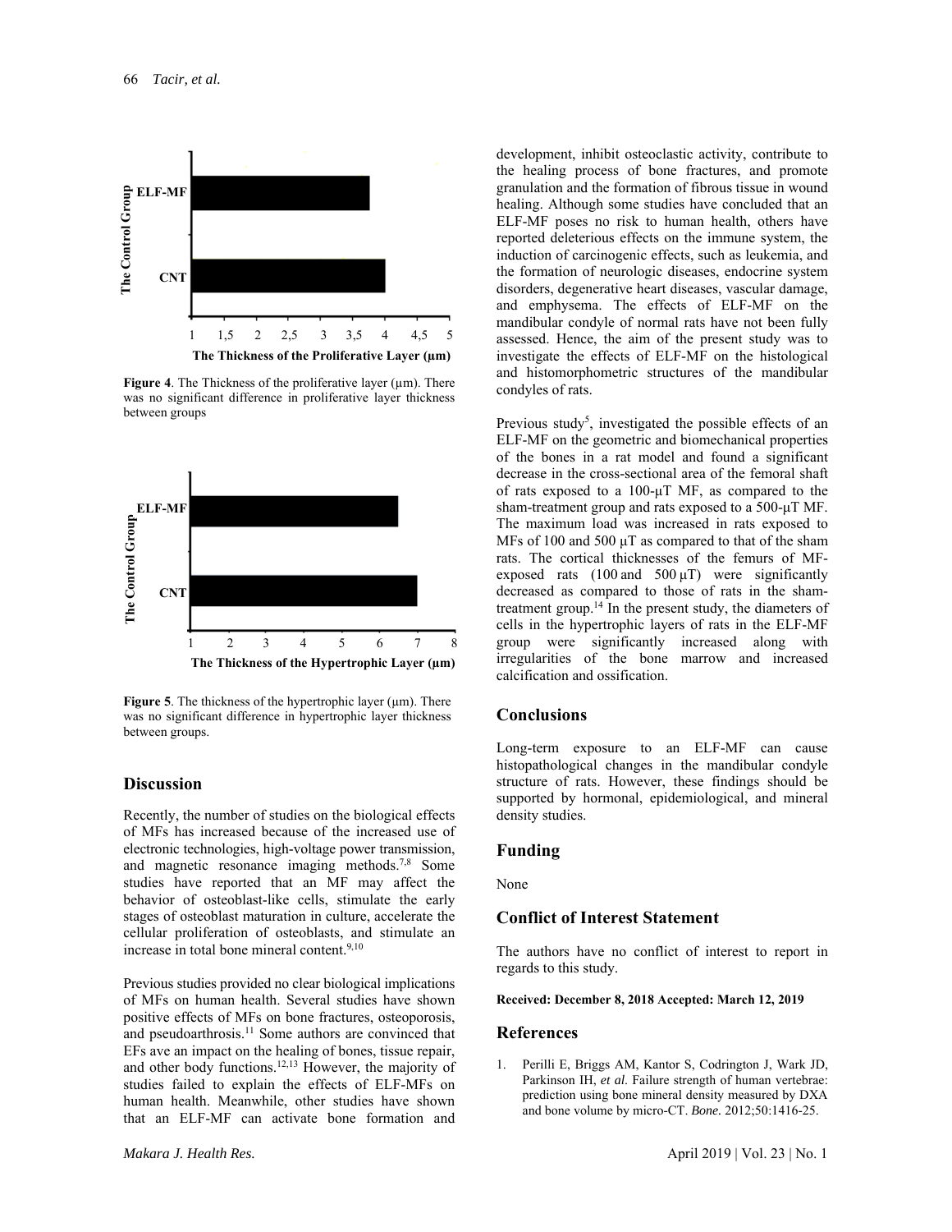Figure 4. The Thickness of the proliferative layer (μm). There was no significant difference in proliferative layer thickness between groups

Figure 5. The thickness of the hypertrophic layer (μm). There was no significant difference in hypertrophic layer thickness between groups.

## Discussion

Recently, the number of studies on the biological effects of MFs has increased because of the increased use of electronic technologies, high-voltage power transmission, and magnetic resonance imaging methods.[7,8] Some studies have reported that an MF may affect the behavior of osteoblast-like cells, stimulate the early stages of osteoblast maturation in culture, accelerate the cellular proliferation of osteoblasts, and stimulate an increase in total bone mineral content.[9,10]

Previous studies provided no clear biological implications of MFs on human health. Several studies have shown positive effects of MFs on bone fractures, osteoporosis, and pseudoarthrosis.[11] Some authors are convinced that EFs ave an impact on the healing of bones, tissue repair, and other body functions.[12,13] However, the majority of studies failed to explain the effects of ELF-MFs on human health. Meanwhile, other studies have shown that an ELF-MF can activate bone formation and development, inhibit osteoclastic activity, contribute to the healing process of bone fractures, and promote granulation and the formation of fibrous tissue in wound healing. Although some studies have concluded that an ELF-MF poses no risk to human health, others have reported deleterious effects on the immune system, the induction of carcinogenic effects, such as leukemia, and the formation of neurologic diseases, endocrine system disorders, degenerative heart diseases, vascular damage, and emphysema. The effects of ELF-MF on the mandibular condyle of normal rats have not been fully assessed. Hence, the aim of the present study was to investigate the effects of ELF-MF on the histological and histomorphometric structures of the mandibular condyles of rats.

Previous study[5], investigated the possible effects of an ELF-MF on the geometric and biomechanical properties of the bones in a rat model and found a significant decrease in the cross-sectional area of the femoral shaft of rats exposed to a 100-μT MF, as compared to the sham-treatment group and rats exposed to a 500-μT MF. The maximum load was increased in rats exposed to MFs of 100 and 500 μT as compared to that of the sham rats. The cortical thicknesses of the femurs of MF-exposed rats (100 and 500 μT) were significantly decreased as compared to those of rats in the sham-treatment group.[14] In the present study, the diameters of cells in the hypertrophic layers of rats in the ELF-MF group were significantly increased along with irregularities of the bone marrow and increased calcification and ossification.

## Conclusions

Long-term exposure to an ELF-MF can cause histopathological changes in the mandibular condyle structure of rats. However, these findings should be supported by hormonal, epidemiological, and mineral density studies.

## Funding

None

## Conflict of Interest Statement

The authors have no conflict of interest to report in regards to this study.

**Received: December 8, 2018 Accepted: March 12, 2019**

## References

1. Perilli E, Briggs AM, Kantor S, Codrington J, Wark JD, Parkinson IH, *et al*. Failure strength of human vertebrae: prediction using bone mineral density measured by DXA and bone volume by micro-CT. *Bone*. 2012;50:1416-25.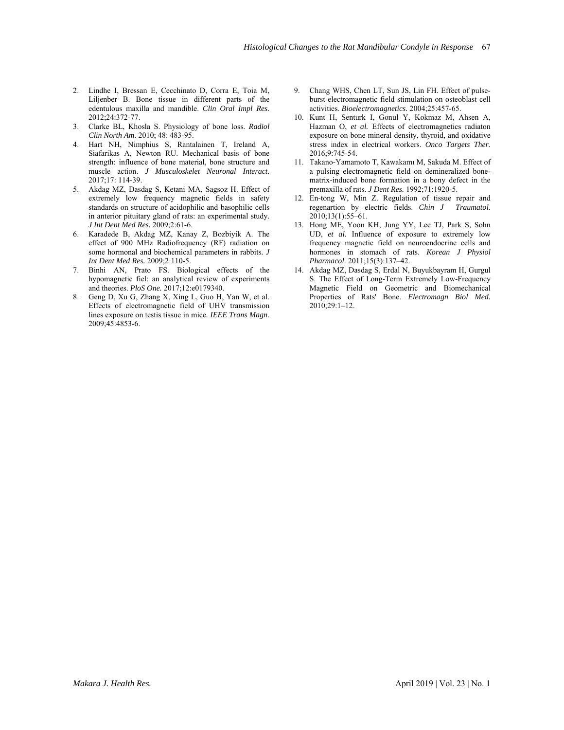2. Lindhe I, Bressan E, Cecchinato D, Corra E, Toia M, Liljenber B. Bone tissue in different parts of the edentulous maxilla and mandible. *Clin Oral Impl Res.* 2012;24:372-77.
3. Clarke BL, Khosla S. Physiology of bone loss. *Radiol Clin North Am*. 2010; 48: 483-95.
4. Hart NH, Nimphius S, Rantalainen T, Ireland A, Siafarikas A, Newton RU. Mechanical basis of bone strength: influence of bone material, bone structure and muscle action. *J Musculoskelet Neuronal Interact*. 2017;17: 114-39.
5. Akdag MZ, Dasdag S, Ketani MA, Sagsoz H. Effect of extremely low frequency magnetic fields in safety standards on structure of acidophilic and basophilic cells in anterior pituitary gland of rats: an experimental study. *J Int Dent Med Res.* 2009;2:61-6.
6. Karadede B, Akdag MZ, Kanay Z, Bozbiyik A. The effect of 900 MHz Radiofrequency (RF) radiation on some hormonal and biochemical parameters in rabbits. *J Int Dent Med Res.* 2009;2:110-5.
7. Binhi AN, Prato FS. Biological effects of the hypomagnetic fiel: an analytical review of experiments and theories. *PloS One.* 2017;12:e0179340.
8. Geng D, Xu G, Zhang X, Xing L, Guo H, Yan W, et al. Effects of electromagnetic field of UHV transmission lines exposure on testis tissue in mice. *IEEE Trans Magn.* 2009;45:4853-6.
9. Chang WHS, Chen LT, Sun JS, Lin FH. Effect of pulse-burst electromagnetic field stimulation on osteoblast cell activities. *Bioelectromagnetics.* 2004;25:457-65.
10. Kunt H, Senturk I, Gonul Y, Kokmaz M, Ahsen A, Hazman O, *et al.* Effects of electromagnetics radiaton exposure on bone mineral density, thyroid, and oxidative stress index in electrical workers. *Onco Targets Ther.* 2016;9:745-54.
11. Takano-Yamamoto T, Kawakamı M, Sakuda M. Effect of a pulsing electromagnetic field on demineralized bone-matrix-induced bone formation in a bony defect in the premaxilla of rats. *J Dent Res.* 1992;71:1920-5.
12. En-tong W, Min Z. Regulation of tissue repair and regenartion by electric fields. *Chin J Traumatol.* 2010;13(1):55–61.
13. Hong ME, Yoon KH, Jung YY, Lee TJ, Park S, Sohn UD, *et al.* Influence of exposure to extremely low frequency magnetic field on neuroendocrine cells and hormones in stomach of rats. *Korean J Physiol Pharmacol.* 2011;15(3):137–42.
14. Akdag MZ, Dasdag S, Erdal N, Buyukbayram H, Gurgul S. The Effect of Long-Term Extremely Low-Frequency Magnetic Field on Geometric and Biomechanical Properties of Rats' Bone. *Electromagn Biol Med.* 2010;29:1–12.